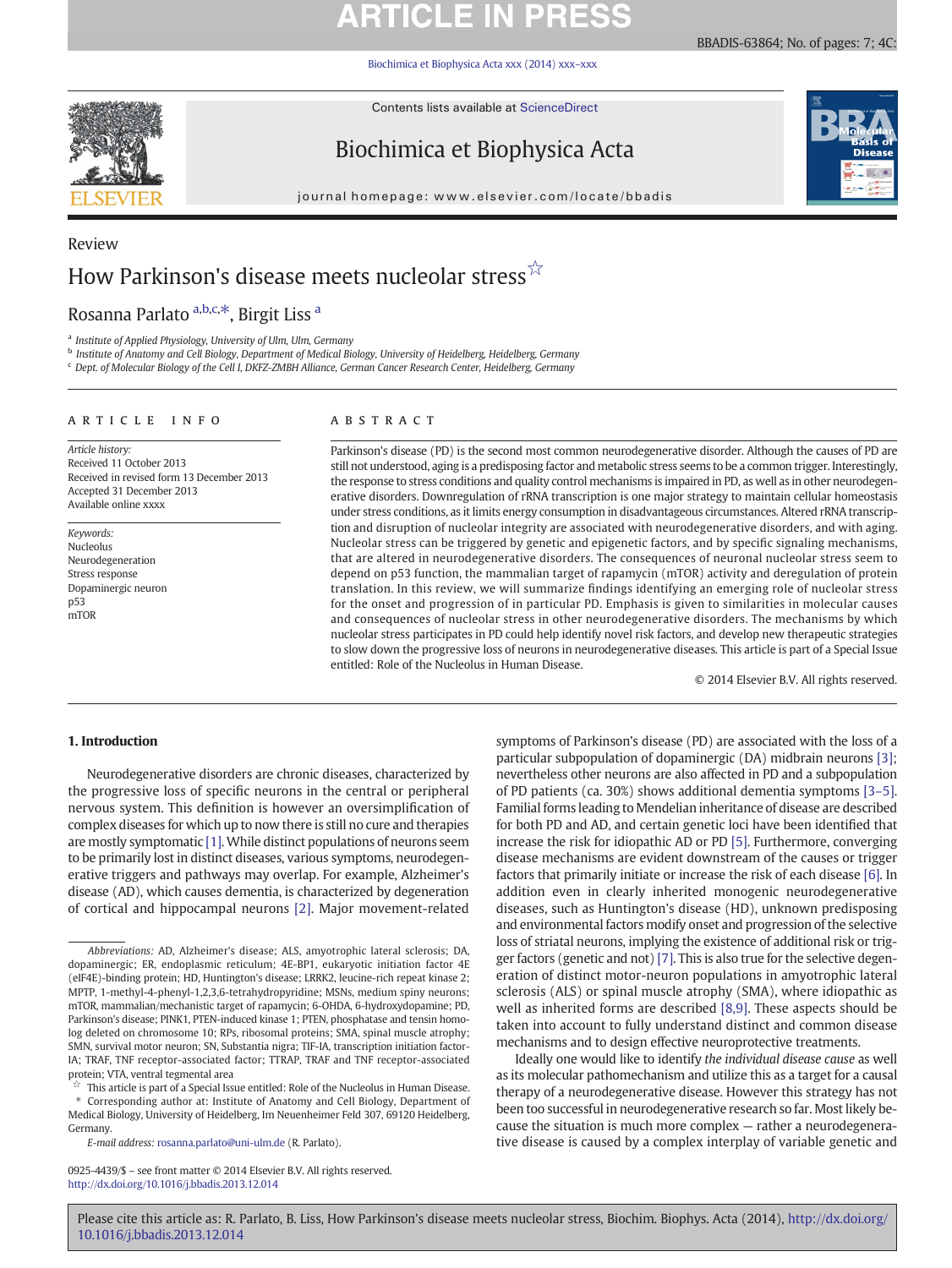Review

# How Parkinson's disease meets nucleolar stress ☆

Rosanna Parlato [a,b,c,*], Birgit Liss [a]

[a] Institute of Applied Physiology, University of Ulm, Ulm, Germany
[b] Institute of Anatomy and Cell Biology, Department of Medical Biology, University of Heidelberg, Heidelberg, Germany
[c] Dept. of Molecular Biology of the Cell I, DKFZ-ZMBH Alliance, German Cancer Research Center, Heidelberg, Germany

## ARTICLE INFO

*Article history:*
Received 11 October 2013
Received in revised form 13 December 2013
Accepted 31 December 2013
Available online xxxx

*Keywords:*
Nucleolus
Neurodegeneration
Stress response
Dopaminergic neuron
p53
mTOR

## ABSTRACT

Parkinson's disease (PD) is the second most common neurodegenerative disorder. Although the causes of PD are still not understood, aging is a predisposing factor and metabolic stress seems to be a common trigger. Interestingly, the response to stress conditions and quality control mechanisms is impaired in PD, as well as in other neurodegenerative disorders. Downregulation of rRNA transcription is one major strategy to maintain cellular homeostasis under stress conditions, as it limits energy consumption in disadvantageous circumstances. Altered rRNA transcription and disruption of nucleolar integrity are associated with neurodegenerative disorders, and with aging. Nucleolar stress can be triggered by genetic and epigenetic factors, and by specific signaling mechanisms, that are altered in neurodegenerative disorders. The consequences of neuronal nucleolar stress seem to depend on p53 function, the mammalian target of rapamycin (mTOR) activity and deregulation of protein translation. In this review, we will summarize findings identifying an emerging role of nucleolar stress for the onset and progression of in particular PD. Emphasis is given to similarities in molecular causes and consequences of nucleolar stress in other neurodegenerative disorders. The mechanisms by which nucleolar stress participates in PD could help identify novel risk factors, and develop new therapeutic strategies to slow down the progressive loss of neurons in neurodegenerative diseases. This article is part of a Special Issue entitled: Role of the Nucleolus in Human Disease.

© 2014 Elsevier B.V. All rights reserved.

## 1. Introduction

Neurodegenerative disorders are chronic diseases, characterized by the progressive loss of specific neurons in the central or peripheral nervous system. This definition is however an oversimplification of complex diseases for which up to now there is still no cure and therapies are mostly symptomatic [1]. While distinct populations of neurons seem to be primarily lost in distinct diseases, various symptoms, neurodegenerative triggers and pathways may overlap. For example, Alzheimer's disease (AD), which causes dementia, is characterized by degeneration of cortical and hippocampal neurons [2]. Major movement-related symptoms of Parkinson's disease (PD) are associated with the loss of a particular subpopulation of dopaminergic (DA) midbrain neurons [3]; nevertheless other neurons are also affected in PD and a subpopulation of PD patients (ca. 30%) shows additional dementia symptoms [3–5]. Familial forms leading to Mendelian inheritance of disease are described for both PD and AD, and certain genetic loci have been identified that increase the risk for idiopathic AD or PD [5]. Furthermore, converging disease mechanisms are evident downstream of the causes or trigger factors that primarily initiate or increase the risk of each disease [6]. In addition even in clearly inherited monogenic neurodegenerative diseases, such as Huntington's disease (HD), unknown predisposing and environmental factors modify onset and progression of the selective loss of striatal neurons, implying the existence of additional risk or trigger factors (genetic and not) [7]. This is also true for the selective degeneration of distinct motor-neuron populations in amyotrophic lateral sclerosis (ALS) or spinal muscle atrophy (SMA), where idiopathic as well as inherited forms are described [8,9]. These aspects should be taken into account to fully understand distinct and common disease mechanisms and to design effective neuroprotective treatments.

Ideally one would like to identify *the individual disease cause* as well as its molecular pathomechanism and utilize this as a target for a causal therapy of a neurodegenerative disease. However this strategy has not been too successful in neurodegenerative research so far. Most likely because the situation is much more complex — rather a neurodegenerative disease is caused by a complex interplay of variable genetic and

---

*Abbreviations:* AD, Alzheimer's disease; ALS, amyotrophic lateral sclerosis; DA, dopaminergic; ER, endoplasmic reticulum; 4E-BP1, eukaryotic initiation factor 4E (eIF4E)-binding protein; HD, Huntington's disease; LRRK2, leucine-rich repeat kinase 2; MPTP, 1-methyl-4-phenyl-1,2,3,6-tetrahydropyridine; MSNs, medium spiny neurons; mTOR, mammalian/mechanistic target of rapamycin; 6-OHDA, 6-hydroxydopamine; PD, Parkinson's disease; PINK1, PTEN-induced kinase 1; PTEN, phosphatase and tensin homolog deleted on chromosome 10; RPs, ribosomal proteins; SMA, spinal muscle atrophy; SMN, survival motor neuron; SN, Substantia nigra; TIF-IA, transcription initiation factor-IA; TRAF, TNF receptor-associated factor; TTRAP, TRAF and TNF receptor-associated protein; VTA, ventral tegmental area

☆ This article is part of a Special Issue entitled: Role of the Nucleolus in Human Disease.

\* Corresponding author at: Institute of Anatomy and Cell Biology, Department of Medical Biology, University of Heidelberg, Im Neuenheimer Feld 307, 69120 Heidelberg, Germany.

*E-mail address:* rosanna.parlato@uni-ulm.de (R. Parlato).

0925-4439/$ – see front matter © 2014 Elsevier B.V. All rights reserved.
http://dx.doi.org/10.1016/j.bbadis.2013.12.014

Please cite this article as: R. Parlato, B. Liss, How Parkinson's disease meets nucleolar stress, Biochim. Biophys. Acta (2014), http://dx.doi.org/10.1016/j.bbadis.2013.12.014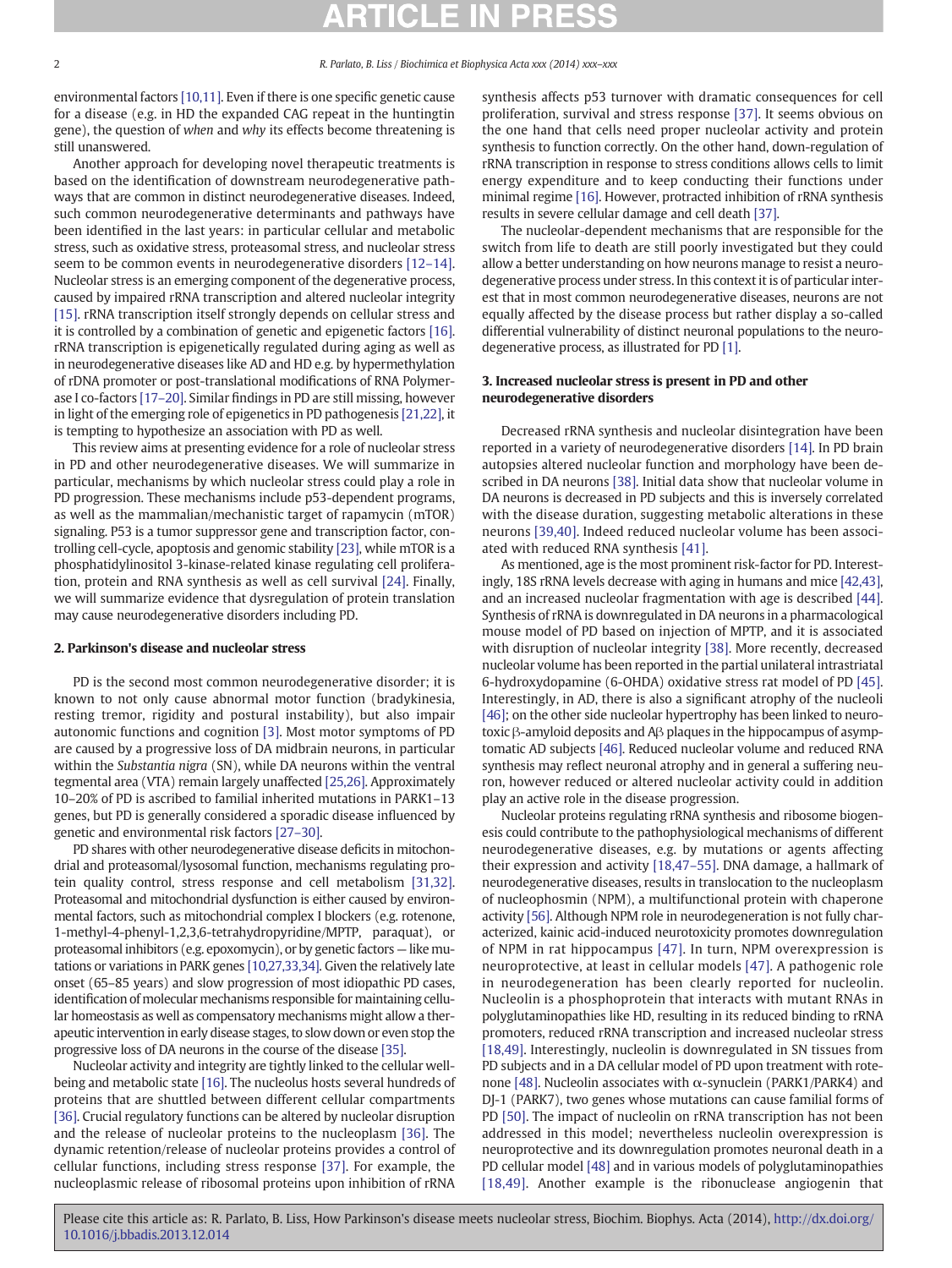environmental factors [10,11]. Even if there is one specific genetic cause for a disease (e.g. in HD the expanded CAG repeat in the huntingtin gene), the question of *when* and *why* its effects become threatening is still unanswered.

Another approach for developing novel therapeutic treatments is based on the identification of downstream neurodegenerative pathways that are common in distinct neurodegenerative diseases. Indeed, such common neurodegenerative determinants and pathways have been identified in the last years: in particular cellular and metabolic stress, such as oxidative stress, proteasomal stress, and nucleolar stress seem to be common events in neurodegenerative disorders [12–14]. Nucleolar stress is an emerging component of the degenerative process, caused by impaired rRNA transcription and altered nucleolar integrity [15]. rRNA transcription itself strongly depends on cellular stress and it is controlled by a combination of genetic and epigenetic factors [16]. rRNA transcription is epigenetically regulated during aging as well as in neurodegenerative diseases like AD and HD e.g. by hypermethylation of rDNA promoter or post-translational modifications of RNA Polymerase I co-factors [17–20]. Similar findings in PD are still missing, however in light of the emerging role of epigenetics in PD pathogenesis [21,22], it is tempting to hypothesize an association with PD as well.

This review aims at presenting evidence for a role of nucleolar stress in PD and other neurodegenerative diseases. We will summarize in particular, mechanisms by which nucleolar stress could play a role in PD progression. These mechanisms include p53-dependent programs, as well as the mammalian/mechanistic target of rapamycin (mTOR) signaling. P53 is a tumor suppressor gene and transcription factor, controlling cell-cycle, apoptosis and genomic stability [23], while mTOR is a phosphatidylinositol 3-kinase-related kinase regulating cell proliferation, protein and RNA synthesis as well as cell survival [24]. Finally, we will summarize evidence that dysregulation of protein translation may cause neurodegenerative disorders including PD.

## 2. Parkinson's disease and nucleolar stress

PD is the second most common neurodegenerative disorder; it is known to not only cause abnormal motor function (bradykinesia, resting tremor, rigidity and postural instability), but also impair autonomic functions and cognition [3]. Most motor symptoms of PD are caused by a progressive loss of DA midbrain neurons, in particular within the *Substantia nigra* (SN), while DA neurons within the ventral tegmental area (VTA) remain largely unaffected [25,26]. Approximately 10–20% of PD is ascribed to familial inherited mutations in PARK1–13 genes, but PD is generally considered a sporadic disease influenced by genetic and environmental risk factors [27–30].

PD shares with other neurodegenerative disease deficits in mitochondrial and proteasomal/lysosomal function, mechanisms regulating protein quality control, stress response and cell metabolism [31,32]. Proteasomal and mitochondrial dysfunction is either caused by environmental factors, such as mitochondrial complex I blockers (e.g. rotenone, 1-methyl-4-phenyl-1,2,3,6-tetrahydropyridine/MPTP, paraquat), or proteasomal inhibitors (e.g. epoxomycin), or by genetic factors — like mutations or variations in PARK genes [10,27,33,34]. Given the relatively late onset (65–85 years) and slow progression of most idiopathic PD cases, identification of molecular mechanisms responsible for maintaining cellular homeostasis as well as compensatory mechanisms might allow a therapeutic intervention in early disease stages, to slow down or even stop the progressive loss of DA neurons in the course of the disease [35].

Nucleolar activity and integrity are tightly linked to the cellular well-being and metabolic state [16]. The nucleolus hosts several hundreds of proteins that are shuttled between different cellular compartments [36]. Crucial regulatory functions can be altered by nucleolar disruption and the release of nucleolar proteins to the nucleoplasm [36]. The dynamic retention/release of nucleolar proteins provides a control of cellular functions, including stress response [37]. For example, the nucleoplasmic release of ribosomal proteins upon inhibition of rRNA synthesis affects p53 turnover with dramatic consequences for cell proliferation, survival and stress response [37]. It seems obvious on the one hand that cells need proper nucleolar activity and protein synthesis to function correctly. On the other hand, down-regulation of rRNA transcription in response to stress conditions allows cells to limit energy expenditure and to keep conducting their functions under minimal regime [16]. However, protracted inhibition of rRNA synthesis results in severe cellular damage and cell death [37].

The nucleolar-dependent mechanisms that are responsible for the switch from life to death are still poorly investigated but they could allow a better understanding on how neurons manage to resist a neurodegenerative process under stress. In this context it is of particular interest that in most common neurodegenerative diseases, neurons are not equally affected by the disease process but rather display a so-called differential vulnerability of distinct neuronal populations to the neurodegenerative process, as illustrated for PD [1].

## 3. Increased nucleolar stress is present in PD and other neurodegenerative disorders

Decreased rRNA synthesis and nucleolar disintegration have been reported in a variety of neurodegenerative disorders [14]. In PD brain autopsies altered nucleolar function and morphology have been described in DA neurons [38]. Initial data show that nucleolar volume in DA neurons is decreased in PD subjects and this is inversely correlated with the disease duration, suggesting metabolic alterations in these neurons [39,40]. Indeed reduced nucleolar volume has been associated with reduced RNA synthesis [41].

As mentioned, age is the most prominent risk-factor for PD. Interestingly, 18S rRNA levels decrease with aging in humans and mice [42,43], and an increased nucleolar fragmentation with age is described [44]. Synthesis of rRNA is downregulated in DA neurons in a pharmacological mouse model of PD based on injection of MPTP, and it is associated with disruption of nucleolar integrity [38]. More recently, decreased nucleolar volume has been reported in the partial unilateral intrastriatal 6-hydroxydopamine (6-OHDA) oxidative stress rat model of PD [45]. Interestingly, in AD, there is also a significant atrophy of the nucleoli [46]; on the other side nucleolar hypertrophy has been linked to neurotoxic β-amyloid deposits and Aβ plaques in the hippocampus of asymptomatic AD subjects [46]. Reduced nucleolar volume and reduced RNA synthesis may reflect neuronal atrophy and in general a suffering neuron, however reduced or altered nucleolar activity could in addition play an active role in the disease progression.

Nucleolar proteins regulating rRNA synthesis and ribosome biogenesis could contribute to the pathophysiological mechanisms of different neurodegenerative diseases, e.g. by mutations or agents affecting their expression and activity [18,47–55]. DNA damage, a hallmark of neurodegenerative diseases, results in translocation to the nucleoplasm of nucleophosmin (NPM), a multifunctional protein with chaperone activity [56]. Although NPM role in neurodegeneration is not fully characterized, kainic acid-induced neurotoxicity promotes downregulation of NPM in rat hippocampus [47]. In turn, NPM overexpression is neuroprotective, at least in cellular models [47]. A pathogenic role in neurodegeneration has been clearly reported for nucleolin. Nucleolin is a phosphoprotein that interacts with mutant RNAs in polyglutaminopathies like HD, resulting in its reduced binding to rRNA promoters, reduced rRNA transcription and increased nucleolar stress [18,49]. Interestingly, nucleolin is downregulated in SN tissues from PD subjects and in a DA cellular model of PD upon treatment with rotenone [48]. Nucleolin associates with α-synuclein (PARK1/PARK4) and DJ-1 (PARK7), two genes whose mutations can cause familial forms of PD [50]. The impact of nucleolin on rRNA transcription has not been addressed in this model; nevertheless nucleolin overexpression is neuroprotective and its downregulation promotes neuronal death in a PD cellular model [48] and in various models of polyglutaminopathies [18,49]. Another example is the ribonuclease angiogenin that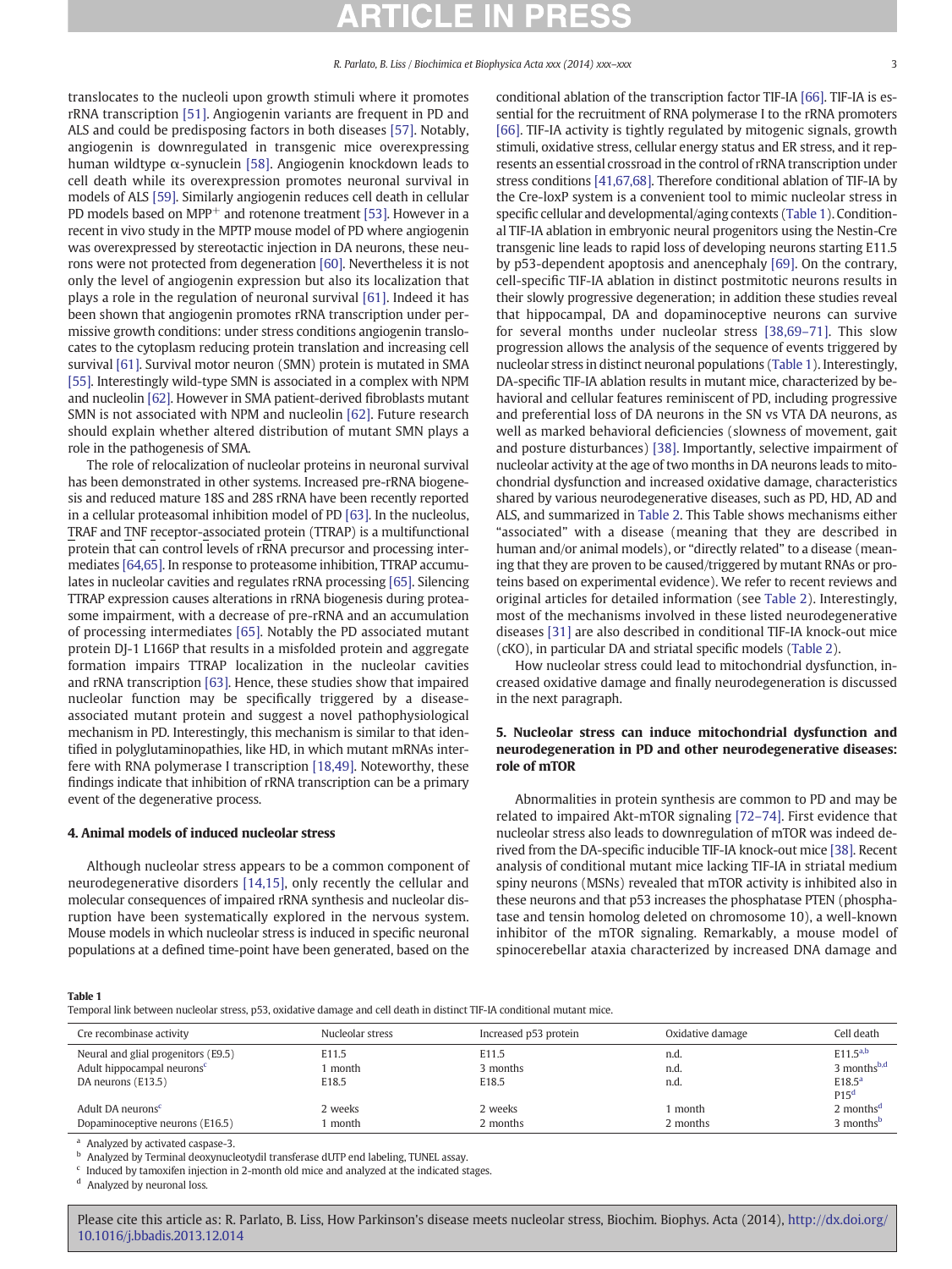translocates to the nucleoli upon growth stimuli where it promotes rRNA transcription [51]. Angiogenin variants are frequent in PD and ALS and could be predisposing factors in both diseases [57]. Notably, angiogenin is downregulated in transgenic mice overexpressing human wildtype α-synuclein [58]. Angiogenin knockdown leads to cell death while its overexpression promotes neuronal survival in models of ALS [59]. Similarly angiogenin reduces cell death in cellular PD models based on $MPP^+$ and rotenone treatment [53]. However in a recent in vivo study in the MPTP mouse model of PD where angiogenin was overexpressed by stereotactic injection in DA neurons, these neurons were not protected from degeneration [60]. Nevertheless it is not only the level of angiogenin expression but also its localization that plays a role in the regulation of neuronal survival [61]. Indeed it has been shown that angiogenin promotes rRNA transcription under permissive growth conditions: under stress conditions angiogenin translocates to the cytoplasm reducing protein translation and increasing cell survival [61]. Survival motor neuron (SMN) protein is mutated in SMA [55]. Interestingly wild-type SMN is associated in a complex with NPM and nucleolin [62]. However in SMA patient-derived fibroblasts mutant SMN is not associated with NPM and nucleolin [62]. Future research should explain whether altered distribution of mutant SMN plays a role in the pathogenesis of SMA.

The role of relocalization of nucleolar proteins in neuronal survival has been demonstrated in other systems. Increased pre-rRNA biogenesis and reduced mature 18S and 28S rRNA have been recently reported in a cellular proteasomal inhibition model of PD [63]. In the nucleolus, TRAF and TNF receptor-associated protein (TTRAP) is a multifunctional protein that can control levels of rRNA precursor and processing intermediates [64,65]. In response to proteasome inhibition, TTRAP accumulates in nucleolar cavities and regulates rRNA processing [65]. Silencing TTRAP expression causes alterations in rRNA biogenesis during proteasome impairment, with a decrease of pre-rRNA and an accumulation of processing intermediates [65]. Notably the PD associated mutant protein DJ-1 L166P that results in a misfolded protein and aggregate formation impairs TTRAP localization in the nucleolar cavities and rRNA transcription [63]. Hence, these studies show that impaired nucleolar function may be specifically triggered by a disease-associated mutant protein and suggest a novel pathophysiological mechanism in PD. Interestingly, this mechanism is similar to that identified in polyglutaminopathies, like HD, in which mutant mRNAs interfere with RNA polymerase I transcription [18,49]. Noteworthy, these findings indicate that inhibition of rRNA transcription can be a primary event of the degenerative process.

## 4. Animal models of induced nucleolar stress

Although nucleolar stress appears to be a common component of neurodegenerative disorders [14,15], only recently the cellular and molecular consequences of impaired rRNA synthesis and nucleolar disruption have been systematically explored in the nervous system. Mouse models in which nucleolar stress is induced in specific neuronal populations at a defined time-point have been generated, based on the conditional ablation of the transcription factor TIF-IA [66]. TIF-IA is essential for the recruitment of RNA polymerase I to the rRNA promoters [66]. TIF-IA activity is tightly regulated by mitogenic signals, growth stimuli, oxidative stress, cellular energy status and ER stress, and it represents an essential crossroad in the control of rRNA transcription under stress conditions [41,67,68]. Therefore conditional ablation of TIF-IA by the Cre-loxP system is a convenient tool to mimic nucleolar stress in specific cellular and developmental/aging contexts (Table 1). Conditional TIF-IA ablation in embryonic neural progenitors using the Nestin-Cre transgenic line leads to rapid loss of developing neurons starting E11.5 by p53-dependent apoptosis and anencephaly [69]. On the contrary, cell-specific TIF-IA ablation in distinct postmitotic neurons results in their slowly progressive degeneration; in addition these studies reveal that hippocampal, DA and dopaminoceptive neurons can survive for several months under nucleolar stress [38,69–71]. This slow progression allows the analysis of the sequence of events triggered by nucleolar stress in distinct neuronal populations (Table 1). Interestingly, DA-specific TIF-IA ablation results in mutant mice, characterized by behavioral and cellular features reminiscent of PD, including progressive and preferential loss of DA neurons in the SN vs VTA DA neurons, as well as marked behavioral deficiencies (slowness of movement, gait and posture disturbances) [38]. Importantly, selective impairment of nucleolar activity at the age of two months in DA neurons leads to mitochondrial dysfunction and increased oxidative damage, characteristics shared by various neurodegenerative diseases, such as PD, HD, AD and ALS, and summarized in Table 2. This Table shows mechanisms either "associated" with a disease (meaning that they are described in human and/or animal models), or "directly related" to a disease (meaning that they are proven to be caused/triggered by mutant RNAs or proteins based on experimental evidence). We refer to recent reviews and original articles for detailed information (see Table 2). Interestingly, most of the mechanisms involved in these listed neurodegenerative diseases [31] are also described in conditional TIF-IA knock-out mice (cKO), in particular DA and striatal specific models (Table 2).

How nucleolar stress could lead to mitochondrial dysfunction, increased oxidative damage and finally neurodegeneration is discussed in the next paragraph.

## 5. Nucleolar stress can induce mitochondrial dysfunction and neurodegeneration in PD and other neurodegenerative diseases: role of mTOR

Abnormalities in protein synthesis are common to PD and may be related to impaired Akt-mTOR signaling [72–74]. First evidence that nucleolar stress also leads to downregulation of mTOR was indeed derived from the DA-specific inducible TIF-IA knock-out mice [38]. Recent analysis of conditional mutant mice lacking TIF-IA in striatal medium spiny neurons (MSNs) revealed that mTOR activity is inhibited also in these neurons and that p53 increases the phosphatase PTEN (phosphatase and tensin homolog deleted on chromosome 10), a well-known inhibitor of the mTOR signaling. Remarkably, a mouse model of spinocerebellar ataxia characterized by increased DNA damage and

**Table 1**
Temporal link between nucleolar stress, p53, oxidative damage and cell death in distinct TIF-IA conditional mutant mice.

| Cre recombinase activity | Nucleolar stress | Increased p53 protein | Oxidative damage | Cell death |
|---|---|---|---|---|
| Neural and glial progenitors (E9.5) | E11.5 | E11.5 | n.d. | E11.5[a,b] |
| Adult hippocampal neurons[c] | 1 month | 3 months | n.d. | 3 months[b,d] |
| DA neurons (E13.5) | E18.5 | E18.5 | n.d. | E18.5[a] P15[d] |
| Adult DA neurons[c] | 2 weeks | 2 weeks | 1 month | 2 months[d] |
| Dopaminoceptive neurons (E16.5) | 1 month | 2 months | 2 months | 3 months[b] |

[a] Analyzed by activated caspase-3.
[b] Analyzed by Terminal deoxynucleotydil transferase dUTP end labeling, TUNEL assay.
[c] Induced by tamoxifen injection in 2-month old mice and analyzed at the indicated stages.
[d] Analyzed by neuronal loss.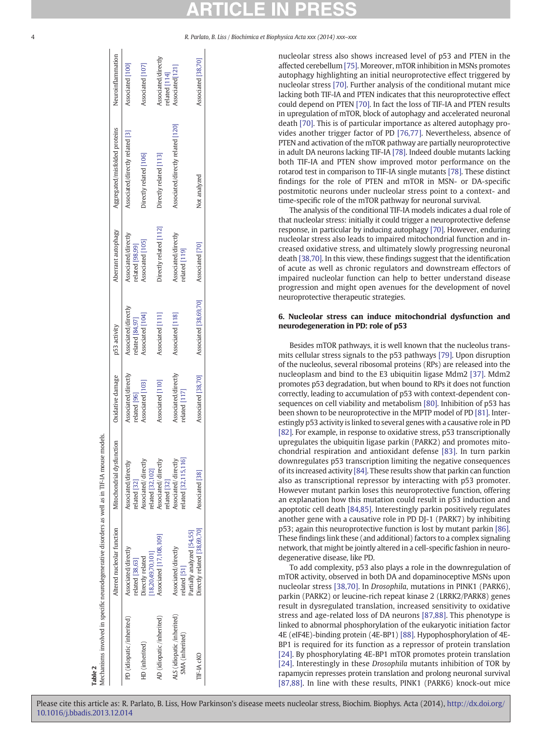**Table 2**
Mechanisms involved in specific neurodegenerative disorders as well as in TIF-IA mouse models.

| | Altered nucleolar function | Mitochondrial dysfunction | Oxidative damage | p53 activity | Aberrant autophagy | Aggregated/misfolded proteins | Neuroinflammation |
|---|---|---|---|---|---|---|---|
| PD (idiopatic/inherited) | Associated/directly related [38,63] | Associated/directly related [32] | Associated/directly related [96] | Associated/directly related [84,97] | Associated/directly related [98,99] | Associated/directly related [3] | Associated [100] |
| HD (inherited) | Directly related [18,20,49,70,101] | Associated/directly related [32,102] | Associated [103] | Associated [104] | Associated [105] | Directly related [106] | Associated [107] |
| AD (idiopatic/inherited) | Associated [17,108,109] | Associated/directly related [32] | Associated [110] | Associated [111] | Directly related [112] | Directly related [113] | Associated/directly related [114] |
| ALS (idiopatic/inherited) SMA (inherited) | Associated/directly related [51] Partially analyzed [54,55] | Associated/directly related [32,115,116] | Associated/directly related [117] | Associated [118] | Associated/directly related [119] | Associated/directly related [120] | Associated[121] |
| TIF-IA cKO | Directly related [38,69,70] | Associated [38] | Associated [38,70] | Associated [38,69,70] | Associated [70] | Not analyzed | Associated [38,70] |

nucleolar stress also shows increased level of p53 and PTEN in the affected cerebellum [75]. Moreover, mTOR inhibition in MSNs promotes autophagy highlighting an initial neuroprotective effect triggered by nucleolar stress [70]. Further analysis of the conditional mutant mice lacking both TIF-IA and PTEN indicates that this neuroprotective effect could depend on PTEN [70]. In fact the loss of TIF-IA and PTEN results in upregulation of mTOR, block of autophagy and accelerated neuronal death [70]. This is of particular importance as altered autophagy provides another trigger factor of PD [76,77]. Nevertheless, absence of PTEN and activation of the mTOR pathway are partially neuroprotective in adult DA neurons lacking TIF-IA [78]. Indeed double mutants lacking both TIF-IA and PTEN show improved motor performance on the rotarod test in comparison to TIF-IA single mutants [78]. These distinct findings for the role of PTEN and mTOR in MSN- or DA-specific postmitotic neurons under nucleolar stress point to a context- and time-specific role of the mTOR pathway for neuronal survival.

The analysis of the conditional TIF-IA models indicates a dual role of that nucleolar stress: initially it could trigger a neuroprotective defense response, in particular by inducing autophagy [70]. However, enduring nucleolar stress also leads to impaired mitochondrial function and increased oxidative stress, and ultimately slowly progressing neuronal death [38,70]. In this view, these findings suggest that the identification of acute as well as chronic regulators and downstream effectors of impaired nucleolar function can help to better understand disease progression and might open avenues for the development of novel neuroprotective therapeutic strategies.

## 6. Nucleolar stress can induce mitochondrial dysfunction and neurodegeneration in PD: role of p53

Besides mTOR pathways, it is well known that the nucleolus transmits cellular stress signals to the p53 pathways [79]. Upon disruption of the nucleolus, several ribosomal proteins (RPs) are released into the nucleoplasm and bind to the E3 ubiquitin ligase Mdm2 [37]. Mdm2 promotes p53 degradation, but when bound to RPs it does not function correctly, leading to accumulation of p53 with context-dependent consequences on cell viability and metabolism [80]. Inhibition of p53 has been shown to be neuroprotective in the MPTP model of PD [81]. Interestingly p53 activity is linked to several genes with a causative role in PD [82]. For example, in response to oxidative stress, p53 transcriptionally upregulates the ubiquitin ligase parkin (PARK2) and promotes mitochondrial respiration and antioxidant defense [83]. In turn parkin downregulates p53 transcription limiting the negative consequences of its increased activity [84]. These results show that parkin can function also as transcriptional repressor by interacting with p53 promoter. However mutant parkin loses this neuroprotective function, offering an explanation how this mutation could result in p53 induction and apoptotic cell death [84,85]. Interestingly parkin positively regulates another gene with a causative role in PD DJ-1 (PARK7) by inhibiting p53; again this neuroprotective function is lost by mutant parkin [86]. These findings link these (and additional) factors to a complex signaling network, that might be jointly altered in a cell-specific fashion in neurodegenerative disease, like PD.

To add complexity, p53 also plays a role in the downregulation of mTOR activity, observed in both DA and dopaminoceptive MSNs upon nucleolar stress [38,70]. In *Drosophila*, mutations in PINK1 (PARK6), parkin (PARK2) or leucine-rich repeat kinase 2 (LRRK2/PARK8) genes result in dysregulated translation, increased sensitivity to oxidative stress and age-related loss of DA neurons [87,88]. This phenotype is linked to abnormal phosphorylation of the eukaryotic initiation factor 4E (eIF4E)-binding protein (4E-BP1) [88]. Hypophosphorylation of 4E-BP1 is required for its function as a repressor of protein translation [24]. By phosphorylating 4E-BP1 mTOR promotes protein translation [24]. Interestingly in these *Drosophila* mutants inhibition of TOR by rapamycin represses protein translation and prolong neuronal survival [87,88]. In line with these results, PINK1 (PARK6) knock-out mice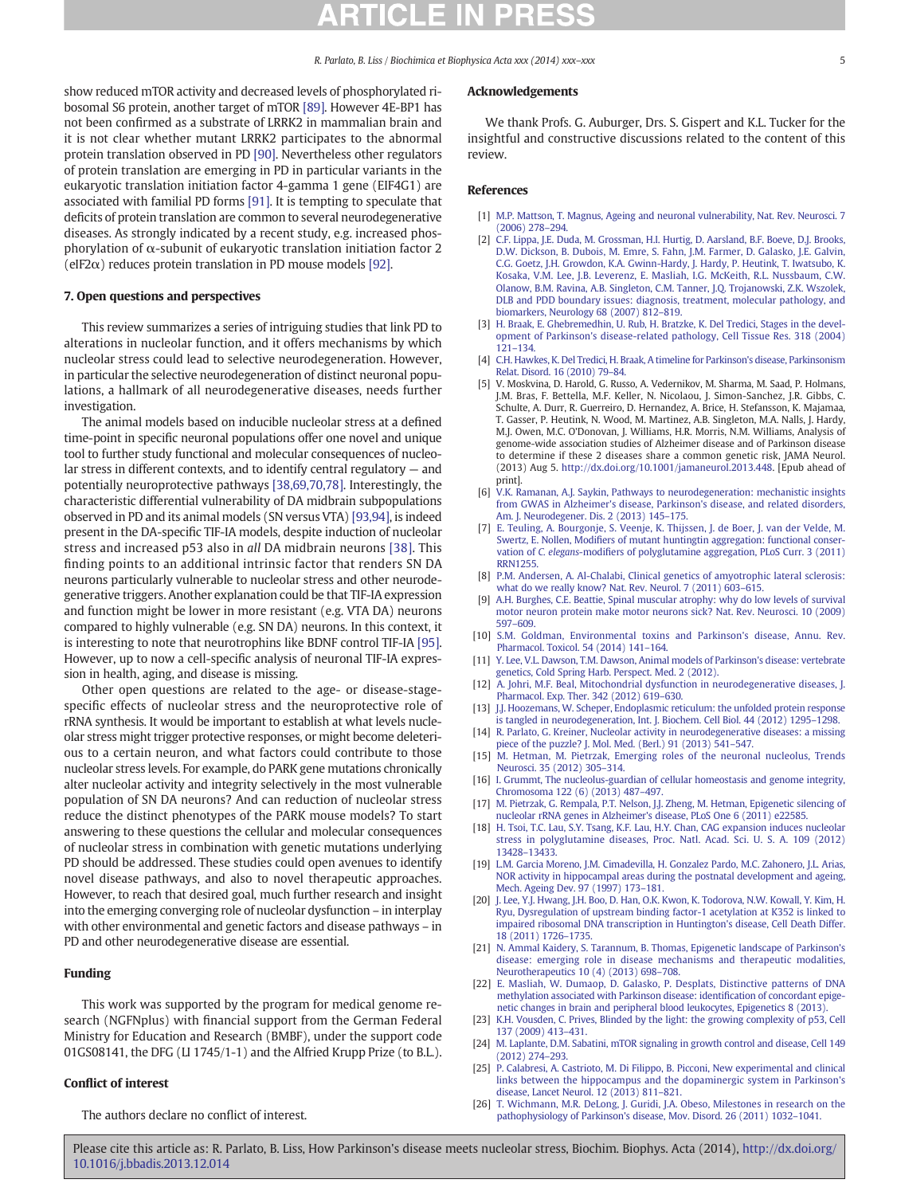show reduced mTOR activity and decreased levels of phosphorylated ribosomal S6 protein, another target of mTOR [89]. However 4E-BP1 has not been confirmed as a substrate of LRRK2 in mammalian brain and it is not clear whether mutant LRRK2 participates to the abnormal protein translation observed in PD [90]. Nevertheless other regulators of protein translation are emerging in PD in particular variants in the eukaryotic translation initiation factor 4-gamma 1 gene (EIF4G1) are associated with familial PD forms [91]. It is tempting to speculate that deficits of protein translation are common to several neurodegenerative diseases. As strongly indicated by a recent study, e.g. increased phosphorylation of α-subunit of eukaryotic translation initiation factor 2 (eIF2α) reduces protein translation in PD mouse models [92].

## 7. Open questions and perspectives

This review summarizes a series of intriguing studies that link PD to alterations in nucleolar function, and it offers mechanisms by which nucleolar stress could lead to selective neurodegeneration. However, in particular the selective neurodegeneration of distinct neuronal populations, a hallmark of all neurodegenerative diseases, needs further investigation.

The animal models based on inducible nucleolar stress at a defined time-point in specific neuronal populations offer one novel and unique tool to further study functional and molecular consequences of nucleolar stress in different contexts, and to identify central regulatory — and potentially neuroprotective pathways [38,69,70,78]. Interestingly, the characteristic differential vulnerability of DA midbrain subpopulations observed in PD and its animal models (SN versus VTA) [93,94], is indeed present in the DA-specific TIF-IA models, despite induction of nucleolar stress and increased p53 also in *all* DA midbrain neurons [38]. This finding points to an additional intrinsic factor that renders SN DA neurons particularly vulnerable to nucleolar stress and other neurodegenerative triggers. Another explanation could be that TIF-IA expression and function might be lower in more resistant (e.g. VTA DA) neurons compared to highly vulnerable (e.g. SN DA) neurons. In this context, it is interesting to note that neurotrophins like BDNF control TIF-IA [95]. However, up to now a cell-specific analysis of neuronal TIF-IA expression in health, aging, and disease is missing.

Other open questions are related to the age- or disease-stage-specific effects of nucleolar stress and the neuroprotective role of rRNA synthesis. It would be important to establish at what levels nucleolar stress might trigger protective responses, or might become deleterious to a certain neuron, and what factors could contribute to those nucleolar stress levels. For example, do PARK gene mutations chronically alter nucleolar activity and integrity selectively in the most vulnerable population of SN DA neurons? And can reduction of nucleolar stress reduce the distinct phenotypes of the PARK mouse models? To start answering to these questions the cellular and molecular consequences of nucleolar stress in combination with genetic mutations underlying PD should be addressed. These studies could open avenues to identify novel disease pathways, and also to novel therapeutic approaches. However, to reach that desired goal, much further research and insight into the emerging converging role of nucleolar dysfunction – in interplay with other environmental and genetic factors and disease pathways – in PD and other neurodegenerative disease are essential.

## Funding

This work was supported by the program for medical genome research (NGFNplus) with financial support from the German Federal Ministry for Education and Research (BMBF), under the support code 01GS08141, the DFG (LI 1745/1-1) and the Alfried Krupp Prize (to B.L.).

## Conflict of interest

The authors declare no conflict of interest.

## Acknowledgements

We thank Profs. G. Auburger, Drs. S. Gispert and K.L. Tucker for the insightful and constructive discussions related to the content of this review.

## References

[1] M.P. Mattson, T. Magnus, Ageing and neuronal vulnerability, Nat. Rev. Neurosci. 7 (2006) 278–294.

[2] C.F. Lippa, J.E. Duda, M. Grossman, H.I. Hurtig, D. Aarsland, B.F. Boeve, D.J. Brooks, D.W. Dickson, B. Dubois, M. Emre, S. Fahn, J.M. Farmer, D. Galasko, J.E. Galvin, C.G. Goetz, J.H. Growdon, K.A. Gwinn-Hardy, J. Hardy, P. Heutink, T. Iwatsubo, K. Kosaka, V.M. Lee, J.B. Leverenz, E. Masliah, I.G. McKeith, R.L. Nussbaum, C.W. Olanow, B.M. Ravina, A.B. Singleton, C.M. Tanner, J.Q. Trojanowski, Z.K. Wszolek, DLB and PDD boundary issues: diagnosis, treatment, molecular pathology, and biomarkers, Neurology 68 (2007) 812–819.

[3] H. Braak, E. Ghebremedhin, U. Rub, H. Bratzke, K. Del Tredici, Stages in the development of Parkinson's disease-related pathology, Cell Tissue Res. 318 (2004) 121–134.

[4] C.H. Hawkes, K. Del Tredici, H. Braak, A timeline for Parkinson's disease, Parkinsonism Relat. Disord. 16 (2010) 79–84.

[5] V. Moskvina, D. Harold, G. Russo, A. Vedernikov, M. Sharma, M. Saad, P. Holmans, J.M. Bras, F. Bettella, M.F. Keller, N. Nicolaou, J. Simon-Sanchez, J.R. Gibbs, C. Schulte, A. Durr, R. Guerreiro, D. Hernandez, A. Brice, H. Stefansson, K. Majamaa, T. Gasser, P. Heutink, N. Wood, M. Martinez, A.B. Singleton, M.A. Nalls, J. Hardy, M.J. Owen, M.C. O'Donovan, J. Williams, H.R. Morris, N.M. Williams, Analysis of genome-wide association studies of Alzheimer disease and of Parkinson disease to determine if these 2 diseases share a common genetic risk, JAMA Neurol. (2013) Aug 5. http://dx.doi.org/10.1001/jamaneurol.2013.448. [Epub ahead of print].

[6] V.K. Ramanan, A.J. Saykin, Pathways to neurodegeneration: mechanistic insights from GWAS in Alzheimer's disease, Parkinson's disease, and related disorders, Am. J. Neurodegener. Dis. 2 (2013) 145–175.

[7] E. Teuling, A. Bourgonje, S. Veenje, K. Thijssen, J. de Boer, J. van der Velde, M. Swertz, E. Nollen, Modifiers of mutant huntingtin aggregation: functional conservation of *C. elegans*-modifiers of polyglutamine aggregation, PLoS Curr. 3 (2011) RRN1255.

[8] P.M. Andersen, A. Al-Chalabi, Clinical genetics of amyotrophic lateral sclerosis: what do we really know? Nat. Rev. Neurol. 7 (2011) 603–615.

[9] A.H. Burghes, C.E. Beattie, Spinal muscular atrophy: why do low levels of survival motor neuron protein make motor neurons sick? Nat. Rev. Neurosci. 10 (2009) 597–609.

[10] S.M. Goldman, Environmental toxins and Parkinson's disease, Annu. Rev. Pharmacol. Toxicol. 54 (2014) 141–164.

[11] Y. Lee, V.L. Dawson, T.M. Dawson, Animal models of Parkinson's disease: vertebrate genetics, Cold Spring Harb. Perspect. Med. 2 (2012).

[12] A. Johri, M.F. Beal, Mitochondrial dysfunction in neurodegenerative diseases, J. Pharmacol. Exp. Ther. 342 (2012) 619–630.

[13] J.J. Hoozemans, W. Scheper, Endoplasmic reticulum: the unfolded protein response is tangled in neurodegeneration, Int. J. Biochem. Cell Biol. 44 (2012) 1295–1298.

[14] R. Parlato, G. Kreiner, Nucleolar activity in neurodegenerative diseases: a missing piece of the puzzle? J. Mol. Med. (Berl.) 91 (2013) 541–547.

[15] M. Hetman, M. Pietrzak, Emerging roles of the neuronal nucleolus, Trends Neurosci. 35 (2012) 305–314.

[16] I. Grummt, The nucleolus-guardian of cellular homeostasis and genome integrity, Chromosoma 122 (6) (2013) 487–497.

[17] M. Pietrzak, G. Rempala, P.T. Nelson, J.J. Zheng, M. Hetman, Epigenetic silencing of nucleolar rRNA genes in Alzheimer's disease, PLoS One 6 (2011) e22585.

[18] H. Tsoi, T.C. Lau, S.Y. Tsang, K.F. Lau, H.Y. Chan, CAG expansion induces nucleolar stress in polyglutamine diseases, Proc. Natl. Acad. Sci. U. S. A. 109 (2012) 13428–13433.

[19] L.M. Garcia Moreno, J.M. Cimadevilla, H. Gonzalez Pardo, M.C. Zahonero, J.L. Arias, NOR activity in hippocampal areas during the postnatal development and ageing, Mech. Ageing Dev. 97 (1997) 173–181.

[20] J. Lee, Y.J. Hwang, J.H. Boo, D. Han, O.K. Kwon, K. Todorova, N.W. Kowall, Y. Kim, H. Ryu, Dysregulation of upstream binding factor-1 acetylation at K352 is linked to impaired ribosomal DNA transcription in Huntington's disease, Cell Death Differ. 18 (2011) 1726–1735.

[21] N. Ammal Kaidery, S. Tarannum, B. Thomas, Epigenetic landscape of Parkinson's disease: emerging role in disease mechanisms and therapeutic modalities, Neurotherapeutics 10 (4) (2013) 698–708.

[22] E. Masliah, W. Dumaop, D. Galasko, P. Desplats, Distinctive patterns of DNA methylation associated with Parkinson disease: identification of concordant epigenetic changes in brain and peripheral blood leukocytes, Epigenetics 8 (2013).

[23] K.H. Vousden, C. Prives, Blinded by the light: the growing complexity of p53, Cell 137 (2009) 413–431.

[24] M. Laplante, D.M. Sabatini, mTOR signaling in growth control and disease, Cell 149 (2012) 274–293.

[25] P. Calabresi, A. Castrioto, M. Di Filippo, B. Picconi, New experimental and clinical links between the hippocampus and the dopaminergic system in Parkinson's disease, Lancet Neurol. 12 (2013) 811–821.

[26] T. Wichmann, M.R. DeLong, J. Guridi, J.A. Obeso, Milestones in research on the pathophysiology of Parkinson's disease, Mov. Disord. 26 (2011) 1032–1041.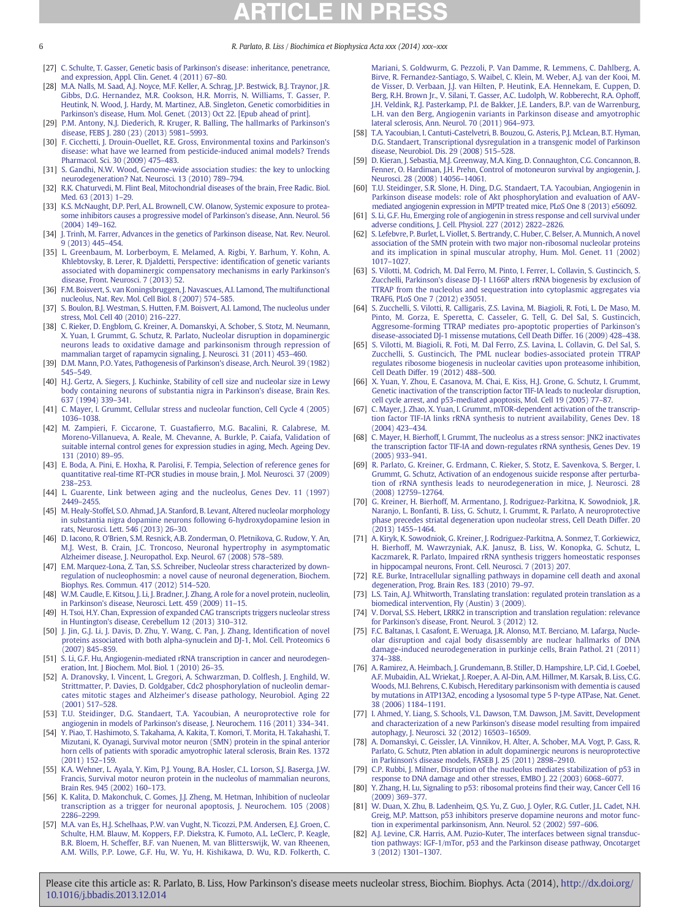[27] C. Schulte, T. Gasser, Genetic basis of Parkinson's disease: inheritance, penetrance, and expression, Appl. Clin. Genet. 4 (2011) 67–80.

[28] M.A. Nalls, M. Saad, A.J. Noyce, M.F. Keller, A. Schrag, J.P. Bestwick, B.J. Traynor, J.R. Gibbs, D.G. Hernandez, M.R. Cookson, H.R. Morris, N. Williams, T. Gasser, P. Heutink, N. Wood, J. Hardy, M. Martinez, A.B. Singleton, Genetic comorbidities in Parkinson's disease, Hum. Mol. Genet. (2013) Oct 22. [Epub ahead of print].

[29] P.M. Antony, N.J. Diederich, R. Kruger, R. Balling, The hallmarks of Parkinson's disease, FEBS J. 280 (23) (2013) 5981–5993.

[30] F. Cicchetti, J. Drouin-Ouellet, R.E. Gross, Environmental toxins and Parkinson's disease: what have we learned from pesticide-induced animal models? Trends Pharmacol. Sci. 30 (2009) 475–483.

[31] S. Gandhi, N.W. Wood, Genome-wide association studies: the key to unlocking neurodegeneration? Nat. Neurosci. 13 (2010) 789–794.

[32] R.K. Chaturvedi, M. Flint Beal, Mitochondrial diseases of the brain, Free Radic. Biol. Med. 63 (2013) 1–29.

[33] K.S. McNaught, D.P. Perl, A.L. Brownell, C.W. Olanow, Systemic exposure to proteasome inhibitors causes a progressive model of Parkinson's disease, Ann. Neurol. 56 (2004) 149–162.

[34] J. Trinh, M. Farrer, Advances in the genetics of Parkinson disease, Nat. Rev. Neurol. 9 (2013) 445–454.

[35] L. Greenbaum, M. Lorberboym, E. Melamed, A. Rigbi, Y. Barhum, Y. Kohn, A. Khlebtovsky, B. Lerer, R. Djaldetti, Perspective: identification of genetic variants associated with dopaminergic compensatory mechanisms in early Parkinson's disease, Front. Neurosci. 7 (2013) 52.

[36] F.M. Boisvert, S. van Koningsbruggen, J. Navascues, A.I. Lamond, The multifunctional nucleolus, Nat. Rev. Mol. Cell Biol. 8 (2007) 574–585.

[37] S. Boulon, B.J. Westman, S. Hutten, F.M. Boisvert, A.I. Lamond, The nucleolus under stress, Mol. Cell 40 (2010) 216–227.

[38] C. Rieker, D. Engblom, G. Kreiner, A. Domanskyi, A. Schober, S. Stotz, M. Neumann, X. Yuan, I. Grummt, G. Schutz, R. Parlato, Nucleolar disruption in dopaminergic neurons leads to oxidative damage and parkinsonism through repression of mammalian target of rapamycin signaling, J. Neurosci. 31 (2011) 453–460.

[39] D.M. Mann, P.O. Yates, Pathogenesis of Parkinson's disease, Arch. Neurol. 39 (1982) 545–549.

[40] H.J. Gertz, A. Siegers, J. Kuchinke, Stability of cell size and nucleolar size in Lewy body containing neurons of substantia nigra in Parkinson's disease, Brain Res. 637 (1994) 339–341.

[41] C. Mayer, I. Grummt, Cellular stress and nucleolar function, Cell Cycle 4 (2005) 1036–1038.

[42] M. Zampieri, F. Ciccarone, T. Guastafierro, M.G. Bacalini, R. Calabrese, M. Moreno-Villanueva, A. Reale, M. Chevanne, A. Burkle, P. Caiafa, Validation of suitable internal control genes for expression studies in aging, Mech. Ageing Dev. 131 (2010) 89–95.

[43] E. Boda, A. Pini, E. Hoxha, R. Parolisi, F. Tempia, Selection of reference genes for quantitative real-time RT-PCR studies in mouse brain, J. Mol. Neurosci. 37 (2009) 238–253.

[44] L. Guarente, Link between aging and the nucleolus, Genes Dev. 11 (1997) 2449–2455.

[45] M. Healy-Stoffel, S.O. Ahmad, J.A. Stanford, B. Levant, Altered nucleolar morphology in substantia nigra dopamine neurons following 6-hydroxydopamine lesion in rats, Neurosci. Lett. 546 (2013) 26–30.

[46] D. Iacono, R. O'Brien, S.M. Resnick, A.B. Zonderman, O. Pletnikova, G. Rudow, Y. An, M.J. West, B. Crain, J.C. Troncoso, Neuronal hypertrophy in asymptomatic Alzheimer disease, J. Neuropathol. Exp. Neurol. 67 (2008) 578–589.

[47] E.M. Marquez-Lona, Z. Tan, S.S. Schreiber, Nucleolar stress characterized by downregulation of nucleophosmin: a novel cause of neuronal degeneration, Biochem. Biophys. Res. Commun. 417 (2012) 514–520.

[48] W.M. Caudle, E. Kitsou, J. Li, J. Bradner, J. Zhang, A role for a novel protein, nucleolin, in Parkinson's disease, Neurosci. Lett. 459 (2009) 11–15.

[49] H. Tsoi, H.Y. Chan, Expression of expanded CAG transcripts triggers nucleolar stress in Huntington's disease, Cerebellum 12 (2013) 310–312.

[50] J. Jin, G.J. Li, J. Davis, D. Zhu, Y. Wang, C. Pan, J. Zhang, Identification of novel proteins associated with both alpha-synuclein and DJ-1, Mol. Cell. Proteomics 6 (2007) 845–859.

[51] S. Li, G.F. Hu, Angiogenin-mediated rRNA transcription in cancer and neurodegeneration, Int. J Biochem. Mol. Biol. 1 (2010) 26–35.

[52] A. Dranovsky, I. Vincent, L. Gregori, A. Schwarzman, D. Colflesh, J. Enghild, W. Strittmatter, P. Davies, D. Goldgaber, Cdc2 phosphorylation of nucleolin demarcates mitotic stages and Alzheimer's disease pathology, Neurobiol. Aging 22 (2001) 517–528.

[53] T.U. Steidinger, D.G. Standaert, T.A. Yacoubian, A neuroprotective role for angiogenin in models of Parkinson's disease, J. Neurochem. 116 (2011) 334–341.

[54] Y. Piao, T. Hashimoto, S. Takahama, A. Kakita, T. Komori, T. Morita, H. Takahashi, T. Mizutani, K. Oyanagi, Survival motor neuron (SMN) protein in the spinal anterior horn cells of patients with sporadic amyotrophic lateral sclerosis, Brain Res. 1372 (2011) 152–159.

[55] K.A. Wehner, L. Ayala, Y. Kim, P.J. Young, B.A. Hosler, C.L. Lorson, S.J. Baserga, J.W. Francis, Survival motor neuron protein in the nucleolus of mammalian neurons, Brain Res. 945 (2002) 160–173.

[56] K. Kalita, D. Makonchuk, C. Gomes, J.J. Zheng, M. Hetman, Inhibition of nucleolar transcription as a trigger for neuronal apoptosis, J. Neurochem. 105 (2008) 2286–2299.

[57] M.A. van Es, H.J. Schelhaas, P.W. van Vugt, N. Ticozzi, P.M. Andersen, E.J. Groen, C. Schulte, H.M. Blauw, M. Koppers, F.P. Diekstra, K. Fumoto, A.L. LeClerc, P. Keagle, B.R. Bloem, H. Scheffer, B.F. van Nuenen, M. van Blitterswijk, W. van Rheenen, A.M. Wills, P.P. Lowe, G.F. Hu, W. Yu, H. Kishikawa, D. Wu, R.D. Folkerth, C. Mariani, S. Goldwurm, G. Pezzoli, P. Van Damme, R. Lemmens, C. Dahlberg, A. Birve, R. Fernandez-Santiago, S. Waibel, C. Klein, M. Weber, A.J. van der Kooi, M. de Visser, D. Verbaan, J.J. van Hilten, P. Heutink, E.A. Hennekam, E. Cuppen, D. Berg, R.H. Brown Jr., V. Silani, T. Gasser, A.C. Ludolph, W. Robberecht, R.A. Ophoff, J.H. Veldink, R.J. Pasterkamp, P.I. de Bakker, J.E. Landers, B.P. van de Warrenburg, L.H. van den Berg, Angiogenin variants in Parkinson disease and amyotrophic lateral sclerosis, Ann. Neurol. 70 (2011) 964–973.

[58] T.A. Yacoubian, I. Cantuti-Castelvetri, B. Bouzou, G. Asteris, P.J. McLean, B.T. Hyman, D.G. Standaert, Transcriptional dysregulation in a transgenic model of Parkinson disease, Neurobiol. Dis. 29 (2008) 515–528.

[59] D. Kieran, J. Sebastia, M.J. Greenway, M.A. King, D. Connaughton, C.G. Concannon, B. Fenner, O. Hardiman, J.H. Prehn, Control of motoneuron survival by angiogenin, J. Neurosci. 28 (2008) 14056–14061.

[60] T.U. Steidinger, S.R. Slone, H. Ding, D.G. Standaert, T.A. Yacoubian, Angiogenin in Parkinson disease models: role of Akt phosphorylation and evaluation of AAV-mediated angiogenin expression in MPTP treated mice, PLoS One 8 (2013) e56092.

[61] S. Li, G.F. Hu, Emerging role of angiogenin in stress response and cell survival under adverse conditions, J. Cell. Physiol. 227 (2012) 2822–2826.

[62] S. Lefebvre, P. Burlet, L. Viollet, S. Bertrandy, C. Huber, C. Belser, A. Munnich, A novel association of the SMN protein with two major non-ribosomal nucleolar proteins and its implication in spinal muscular atrophy, Hum. Mol. Genet. 11 (2002) 1017–1027.

[63] S. Vilotti, M. Codrich, M. Dal Ferro, M. Pinto, I. Ferrer, L. Collavin, S. Gustincich, S. Zucchelli, Parkinson's disease DJ-1 L166P alters rRNA biogenesis by exclusion of TTRAP from the nucleolus and sequestration into cytoplasmic aggregates via TRAF6, PLoS One 7 (2012) e35051.

[64] S. Zucchelli, S. Vilotti, R. Calligaris, Z.S. Lavina, M. Biagioli, R. Foti, L. De Maso, M. Pinto, M. Gorza, E. Speretta, C. Casseler, G. Tell, G. Del Sal, S. Gustincich, Aggresome-forming TTRAP mediates pro-apoptotic properties of Parkinson's disease-associated DJ-1 missense mutations, Cell Death Differ. 16 (2009) 428–438.

[65] S. Vilotti, M. Biagioli, R. Foti, M. Dal Ferro, Z.S. Lavina, L. Collavin, G. Del Sal, S. Zucchelli, S. Gustincich, The PML nuclear bodies-associated protein TTRAP regulates ribosome biogenesis in nucleolar cavities upon proteasome inhibition, Cell Death Differ. 19 (2012) 488–500.

[66] X. Yuan, Y. Zhou, E. Casanova, M. Chai, E. Kiss, H.J. Grone, G. Schutz, I. Grummt, Genetic inactivation of the transcription factor TIF-IA leads to nucleolar disruption, cell cycle arrest, and p53-mediated apoptosis, Mol. Cell 19 (2005) 77–87.

[67] C. Mayer, J. Zhao, X. Yuan, I. Grummt, mTOR-dependent activation of the transcription factor TIF-IA links rRNA synthesis to nutrient availability, Genes Dev. 18 (2004) 423–434.

[68] C. Mayer, H. Bierhoff, I. Grummt, The nucleolus as a stress sensor: JNK2 inactivates the transcription factor TIF-IA and down-regulates rRNA synthesis, Genes Dev. 19 (2005) 933–941.

[69] R. Parlato, G. Kreiner, G. Erdmann, C. Rieker, S. Stotz, E. Savenkova, S. Berger, I. Grummt, G. Schutz, Activation of an endogenous suicide response after perturbation of rRNA synthesis leads to neurodegeneration in mice, J. Neurosci. 28 (2008) 12759–12764.

[70] G. Kreiner, H. Bierhoff, M. Armentano, J. Rodriguez-Parkitna, K. Sowodniok, J.R. Naranjo, L. Bonfanti, B. Liss, G. Schutz, I. Grummt, R. Parlato, A neuroprotective phase precedes striatal degeneration upon nucleolar stress, Cell Death Differ. 20 (2013) 1455–1464.

[71] A. Kiryk, K. Sowodniok, G. Kreiner, J. Rodriguez-Parkitna, A. Sonmez, T. Gorkiewicz, H. Bierhoff, M. Wawrzyniak, A.K. Janusz, B. Liss, W. Konopka, G. Schutz, L. Kaczmarek, R. Parlato, Impaired rRNA synthesis triggers homeostatic responses in hippocampal neurons, Front. Cell. Neurosci. 7 (2013) 207.

[72] R.E. Burke, Intracellular signalling pathways in dopamine cell death and axonal degeneration, Prog. Brain Res. 183 (2010) 79–97.

[73] L.S. Tain, A.J. Whitworth, Translating translation: regulated protein translation as a biomedical intervention, Fly (Austin) 3 (2009).

[74] V. Dorval, S.S. Hebert, LRRK2 in transcription and translation regulation: relevance for Parkinson's disease, Front. Neurol. 3 (2012) 12.

[75] F.C. Baltanas, I. Casafont, E. Weruaga, J.R. Alonso, M.T. Berciano, M. Lafarga, Nucleolar disruption and cajal body disassembly are nuclear hallmarks of DNA damage-induced neurodegeneration in purkinje cells, Brain Pathol. 21 (2011) 374–388.

[76] A. Ramirez, A. Heimbach, J. Grundemann, B. Stiller, D. Hampshire, L.P. Cid, I. Goebel, A.F. Mubaidin, A.L. Wriekat, J. Roeper, A. Al-Din, A.M. Hillmer, M. Karsak, B. Liss, C.G. Woods, M.I. Behrens, C. Kubisch, Hereditary parkinsonism with dementia is caused by mutations in ATP13A2, encoding a lysosomal type 5 P-type ATPase, Nat. Genet. 38 (2006) 1184–1191.

[77] I. Ahmed, Y. Liang, S. Schools, V.L. Dawson, T.M. Dawson, J.M. Savitt, Development and characterization of a new Parkinson's disease model resulting from impaired autophagy, J. Neurosci. 32 (2012) 16503–16509.

[78] A. Domanskyi, C. Geissler, I.A. Vinnikov, H. Alter, A. Schober, M.A. Vogt, P. Gass, R. Parlato, G. Schutz, Pten ablation in adult dopaminergic neurons is neuroprotective in Parkinson's disease models, FASEB J. 25 (2011) 2898–2910.

[79] C.P. Rubbi, J. Milner, Disruption of the nucleolus mediates stabilization of p53 in response to DNA damage and other stresses, EMBO J. 22 (2003) 6068–6077.

[80] Y. Zhang, H. Lu, Signaling to p53: ribosomal proteins find their way, Cancer Cell 16 (2009) 369–377.

[81] W. Duan, X. Zhu, B. Ladenheim, Q.S. Yu, Z. Guo, J. Oyler, R.G. Cutler, J.L. Cadet, N.H. Greig, M.P. Mattson, p53 inhibitors preserve dopamine neurons and motor function in experimental parkinsonism, Ann. Neurol. 52 (2002) 597–606.

[82] A.J. Levine, C.R. Harris, A.M. Puzio-Kuter, The interfaces between signal transduction pathways: IGF-1/mTor, p53 and the Parkinson disease pathway, Oncotarget 3 (2012) 1301–1307.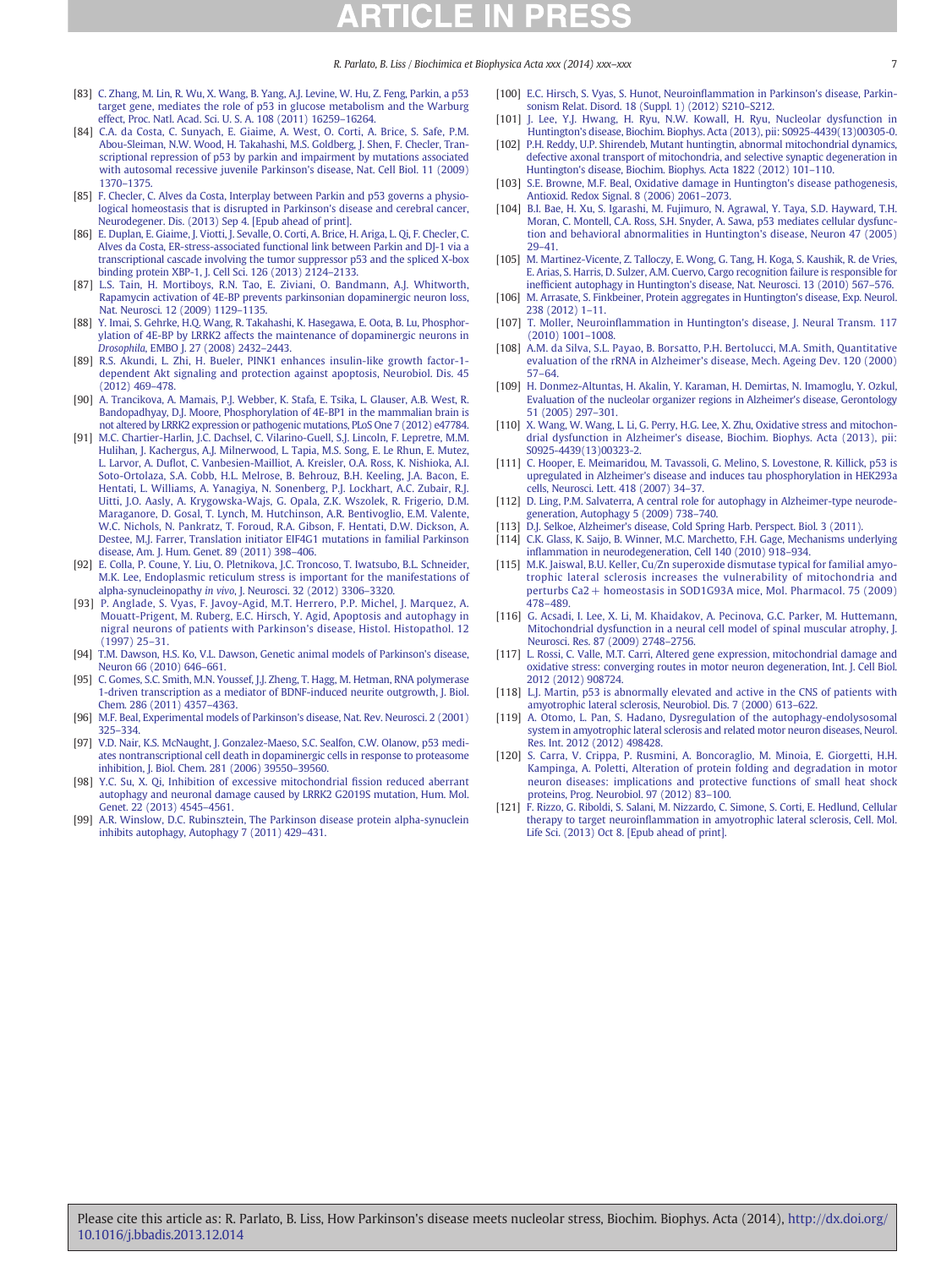[83] C. Zhang, M. Lin, R. Wu, X. Wang, B. Yang, A.J. Levine, W. Hu, Z. Feng, Parkin, a p53 target gene, mediates the role of p53 in glucose metabolism and the Warburg effect, Proc. Natl. Acad. Sci. U. S. A. 108 (2011) 16259–16264.

[84] C.A. da Costa, C. Sunyach, E. Giaime, A. West, O. Corti, A. Brice, S. Safe, P.M. Abou-Sleiman, N.W. Wood, H. Takahashi, M.S. Goldberg, J. Shen, F. Checler, Transcriptional repression of p53 by parkin and impairment by mutations associated with autosomal recessive juvenile Parkinson's disease, Nat. Cell Biol. 11 (2009) 1370–1375.

[85] F. Checler, C. Alves da Costa, Interplay between Parkin and p53 governs a physiological homeostasis that is disrupted in Parkinson's disease and cerebral cancer, Neurodegener. Dis. (2013) Sep 4. [Epub ahead of print].

[86] E. Duplan, E. Giaime, J. Viotti, J. Sevalle, O. Corti, A. Brice, H. Ariga, L. Qi, F. Checler, C. Alves da Costa, ER-stress-associated functional link between Parkin and DJ-1 via a transcriptional cascade involving the tumor suppressor p53 and the spliced X-box binding protein XBP-1, J. Cell Sci. 126 (2013) 2124–2133.

[87] L.S. Tain, H. Mortiboys, R.N. Tao, E. Ziviani, O. Bandmann, A.J. Whitworth, Rapamycin activation of 4E-BP prevents parkinsonian dopaminergic neuron loss, Nat. Neurosci. 12 (2009) 1129–1135.

[88] Y. Imai, S. Gehrke, H.Q. Wang, R. Takahashi, K. Hasegawa, E. Oota, B. Lu, Phosphorylation of 4E-BP by LRRK2 affects the maintenance of dopaminergic neurons in *Drosophila*, EMBO J. 27 (2008) 2432–2443.

[89] R.S. Akundi, L. Zhi, H. Bueler, PINK1 enhances insulin-like growth factor-1-dependent Akt signaling and protection against apoptosis, Neurobiol. Dis. 45 (2012) 469–478.

[90] A. Trancikova, A. Mamais, P.J. Webber, K. Stafa, E. Tsika, L. Glauser, A.B. West, R. Bandopadhyay, D.J. Moore, Phosphorylation of 4E-BP1 in the mammalian brain is not altered by LRRK2 expression or pathogenic mutations, PLoS One 7 (2012) e47784.

[91] M.C. Chartier-Harlin, J.C. Dachsel, C. Vilarino-Guell, S.J. Lincoln, F. Lepretre, M.M. Hulihan, J. Kachergus, A.J. Milnerwood, L. Tapia, M.S. Song, E. Le Rhun, E. Mutez, L. Larvor, A. Duflot, C. Vanbesien-Mailliot, A. Kreisler, O.A. Ross, K. Nishioka, A.I. Soto-Ortolaza, S.A. Cobb, H.L. Melrose, B. Behrouz, B.H. Keeling, J.A. Bacon, E. Hentati, L. Williams, A. Yanagiya, N. Sonenberg, P.J. Lockhart, A.C. Zubair, R.J. Uitti, J.O. Aasly, A. Krygowska-Wajs, G. Opala, Z.K. Wszolek, R. Frigerio, D.M. Maraganore, D. Gosal, T. Lynch, M. Hutchinson, A.R. Bentivoglio, E.M. Valente, W.C. Nichols, N. Pankratz, T. Foroud, R.A. Gibson, F. Hentati, D.W. Dickson, A. Destee, M.J. Farrer, Translation initiator EIF4G1 mutations in familial Parkinson disease, Am. J. Hum. Genet. 89 (2011) 398–406.

[92] E. Colla, P. Coune, Y. Liu, O. Pletnikova, J.C. Troncoso, T. Iwatsubo, B.L. Schneider, M.K. Lee, Endoplasmic reticulum stress is important for the manifestations of alpha-synucleinopathy *in vivo*, J. Neurosci. 32 (2012) 3306–3320.

[93] P. Anglade, S. Vyas, F. Javoy-Agid, M.T. Herrero, P.P. Michel, J. Marquez, A. Mouatt-Prigent, M. Ruberg, E.C. Hirsch, Y. Agid, Apoptosis and autophagy in nigral neurons of patients with Parkinson's disease, Histol. Histopathol. 12 (1997) 25–31.

[94] T.M. Dawson, H.S. Ko, V.L. Dawson, Genetic animal models of Parkinson's disease, Neuron 66 (2010) 646–661.

[95] C. Gomes, S.C. Smith, M.N. Youssef, J.J. Zheng, T. Hagg, M. Hetman, RNA polymerase 1-driven transcription as a mediator of BDNF-induced neurite outgrowth, J. Biol. Chem. 286 (2011) 4357–4363.

[96] M.F. Beal, Experimental models of Parkinson's disease, Nat. Rev. Neurosci. 2 (2001) 325–334.

[97] V.D. Nair, K.S. McNaught, J. Gonzalez-Maeso, S.C. Sealfon, C.W. Olanow, p53 mediates nontranscriptional cell death in dopaminergic cells in response to proteasome inhibition, J. Biol. Chem. 281 (2006) 39550–39560.

[98] Y.C. Su, X. Qi, Inhibition of excessive mitochondrial fission reduced aberrant autophagy and neuronal damage caused by LRRK2 G2019S mutation, Hum. Mol. Genet. 22 (2013) 4545–4561.

[99] A.R. Winslow, D.C. Rubinsztein, The Parkinson disease protein alpha-synuclein inhibits autophagy, Autophagy 7 (2011) 429–431.

[100] E.C. Hirsch, S. Vyas, S. Hunot, Neuroinflammation in Parkinson's disease, Parkinsonism Relat. Disord. 18 (Suppl. 1) (2012) S210–S212.

[101] J. Lee, Y.J. Hwang, H. Ryu, N.W. Kowall, H. Ryu, Nucleolar dysfunction in Huntington's disease, Biochim. Biophys. Acta (2013), pii: S0925-4439(13)00305-0.

[102] P.H. Reddy, U.P. Shirendeb, Mutant huntingtin, abnormal mitochondrial dynamics, defective axonal transport of mitochondria, and selective synaptic degeneration in Huntington's disease, Biochim. Biophys. Acta 1822 (2012) 101–110.

[103] S.E. Browne, M.F. Beal, Oxidative damage in Huntington's disease pathogenesis, Antioxid. Redox Signal. 8 (2006) 2061–2073.

[104] B.I. Bae, H. Xu, S. Igarashi, M. Fujimuro, N. Agrawal, Y. Taya, S.D. Hayward, T.H. Moran, C. Montell, C.A. Ross, S.H. Snyder, A. Sawa, p53 mediates cellular dysfunction and behavioral abnormalities in Huntington's disease, Neuron 47 (2005) 29–41.

[105] M. Martinez-Vicente, Z. Talloczy, E. Wong, G. Tang, H. Koga, S. Kaushik, R. de Vries, E. Arias, S. Harris, D. Sulzer, A.M. Cuervo, Cargo recognition failure is responsible for inefficient autophagy in Huntington's disease, Nat. Neurosci. 13 (2010) 567–576.

[106] M. Arrasate, S. Finkbeiner, Protein aggregates in Huntington's disease, Exp. Neurol. 238 (2012) 1–11.

[107] T. Moller, Neuroinflammation in Huntington's disease, J. Neural Transm. 117 (2010) 1001–1008.

[108] A.M. da Silva, S.L. Payao, B. Borsatto, P.H. Bertolucci, M.A. Smith, Quantitative evaluation of the rRNA in Alzheimer's disease, Mech. Ageing Dev. 120 (2000) 57–64.

[109] H. Donmez-Altuntas, H. Akalin, Y. Karaman, H. Demirtas, N. Imamoglu, Y. Ozkul, Evaluation of the nucleolar organizer regions in Alzheimer's disease, Gerontology 51 (2005) 297–301.

[110] X. Wang, W. Wang, L. Li, G. Perry, H.G. Lee, X. Zhu, Oxidative stress and mitochondrial dysfunction in Alzheimer's disease, Biochim. Biophys. Acta (2013), pii: S0925-4439(13)00323-2.

[111] C. Hooper, E. Meimaridou, M. Tavassoli, G. Melino, S. Lovestone, R. Killick, p53 is upregulated in Alzheimer's disease and induces tau phosphorylation in HEK293a cells, Neurosci. Lett. 418 (2007) 34–37.

[112] D. Ling, P.M. Salvaterra, A central role for autophagy in Alzheimer-type neurodegeneration, Autophagy 5 (2009) 738–740.

[113] D.J. Selkoe, Alzheimer's disease, Cold Spring Harb. Perspect. Biol. 3 (2011).

[114] C.K. Glass, K. Saijo, B. Winner, M.C. Marchetto, F.H. Gage, Mechanisms underlying inflammation in neurodegeneration, Cell 140 (2010) 918–934.

[115] M.K. Jaiswal, B.U. Keller, Cu/Zn superoxide dismutase typical for familial amyotrophic lateral sclerosis increases the vulnerability of mitochondria and perturbs Ca2+ homeostasis in SOD1G93A mice, Mol. Pharmacol. 75 (2009) 478–489.

[116] G. Acsadi, I. Lee, X. Li, M. Khaidakov, A. Pecinova, G.C. Parker, M. Huttemann, Mitochondrial dysfunction in a neural cell model of spinal muscular atrophy, J. Neurosci. Res. 87 (2009) 2748–2756.

[117] L. Rossi, C. Valle, M.T. Carri, Altered gene expression, mitochondrial damage and oxidative stress: converging routes in motor neuron degeneration, Int. J. Cell Biol. 2012 (2012) 908724.

[118] L.J. Martin, p53 is abnormally elevated and active in the CNS of patients with amyotrophic lateral sclerosis, Neurobiol. Dis. 7 (2000) 613–622.

[119] A. Otomo, L. Pan, S. Hadano, Dysregulation of the autophagy-endolysosomal system in amyotrophic lateral sclerosis and related motor neuron diseases, Neurol. Res. Int. 2012 (2012) 498428.

[120] S. Carra, V. Crippa, P. Rusmini, A. Boncoraglio, M. Minoia, E. Giorgetti, H.H. Kampinga, A. Poletti, Alteration of protein folding and degradation in motor neuron diseases: implications and protective functions of small heat shock proteins, Prog. Neurobiol. 97 (2012) 83–100.

[121] F. Rizzo, G. Riboldi, S. Salani, M. Nizzardo, C. Simone, S. Corti, E. Hedlund, Cellular therapy to target neuroinflammation in amyotrophic lateral sclerosis, Cell. Mol. Life Sci. (2013) Oct 8. [Epub ahead of print].